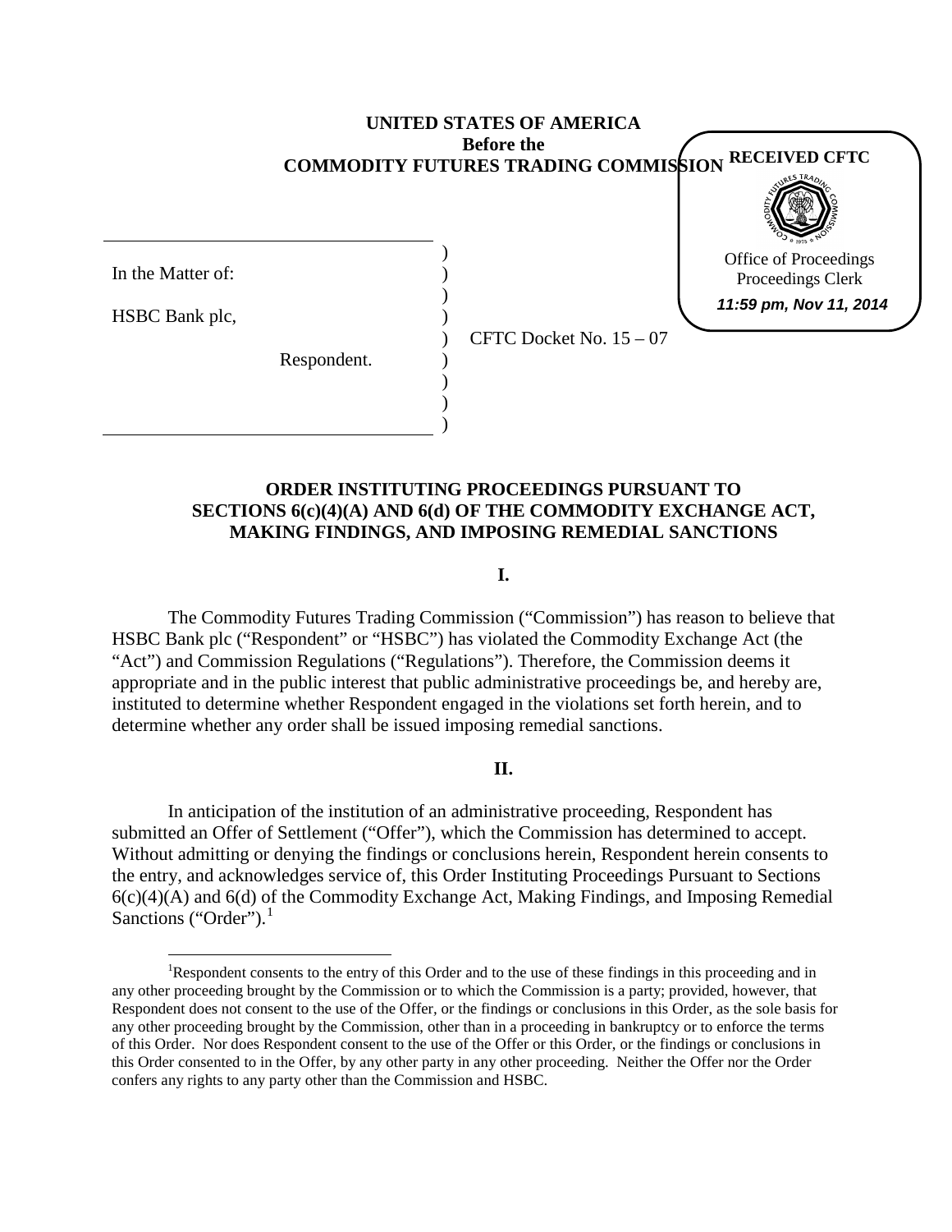**UNITED STATES OF AMERICA**
**Before the**
**COMMODITY FUTURES TRADING COMMISSION**

RECEIVED CFTC
Office of Proceedings
Proceedings Clerk
*11:59 pm, Nov 11, 2014*

In the Matter of:

HSBC Bank plc,

Respondent.

CFTC Docket No. 15 – 07

## ORDER INSTITUTING PROCEEDINGS PURSUANT TO SECTIONS 6(c)(4)(A) AND 6(d) OF THE COMMODITY EXCHANGE ACT, MAKING FINDINGS, AND IMPOSING REMEDIAL SANCTIONS

### I.

The Commodity Futures Trading Commission ("Commission") has reason to believe that HSBC Bank plc ("Respondent" or "HSBC") has violated the Commodity Exchange Act (the "Act") and Commission Regulations ("Regulations"). Therefore, the Commission deems it appropriate and in the public interest that public administrative proceedings be, and hereby are, instituted to determine whether Respondent engaged in the violations set forth herein, and to determine whether any order shall be issued imposing remedial sanctions.

### II.

In anticipation of the institution of an administrative proceeding, Respondent has submitted an Offer of Settlement ("Offer"), which the Commission has determined to accept. Without admitting or denying the findings or conclusions herein, Respondent herein consents to the entry, and acknowledges service of, this Order Instituting Proceedings Pursuant to Sections 6(c)(4)(A) and 6(d) of the Commodity Exchange Act, Making Findings, and Imposing Remedial Sanctions ("Order").[1]

[1] Respondent consents to the entry of this Order and to the use of these findings in this proceeding and in any other proceeding brought by the Commission or to which the Commission is a party; provided, however, that Respondent does not consent to the use of the Offer, or the findings or conclusions in this Order, as the sole basis for any other proceeding brought by the Commission, other than in a proceeding in bankruptcy or to enforce the terms of this Order. Nor does Respondent consent to the use of the Offer or this Order, or the findings or conclusions in this Order consented to in the Offer, by any other party in any other proceeding. Neither the Offer nor the Order confers any rights to any party other than the Commission and HSBC.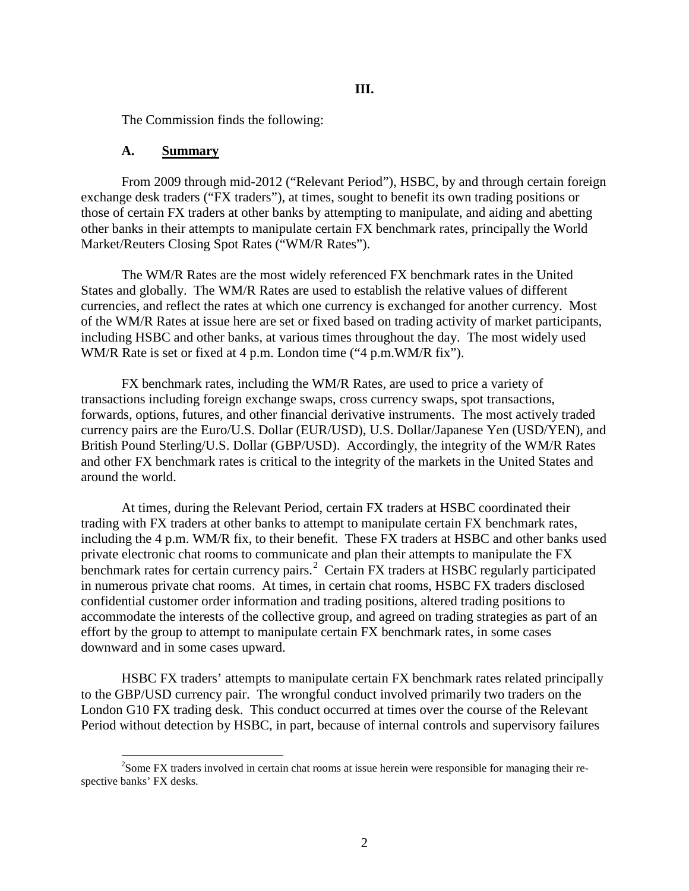## III.

The Commission finds the following:

### A. Summary

From 2009 through mid-2012 ("Relevant Period"), HSBC, by and through certain foreign exchange desk traders ("FX traders"), at times, sought to benefit its own trading positions or those of certain FX traders at other banks by attempting to manipulate, and aiding and abetting other banks in their attempts to manipulate certain FX benchmark rates, principally the World Market/Reuters Closing Spot Rates ("WM/R Rates").

The WM/R Rates are the most widely referenced FX benchmark rates in the United States and globally. The WM/R Rates are used to establish the relative values of different currencies, and reflect the rates at which one currency is exchanged for another currency. Most of the WM/R Rates at issue here are set or fixed based on trading activity of market participants, including HSBC and other banks, at various times throughout the day. The most widely used WM/R Rate is set or fixed at 4 p.m. London time ("4 p.m.WM/R fix").

FX benchmark rates, including the WM/R Rates, are used to price a variety of transactions including foreign exchange swaps, cross currency swaps, spot transactions, forwards, options, futures, and other financial derivative instruments. The most actively traded currency pairs are the Euro/U.S. Dollar (EUR/USD), U.S. Dollar/Japanese Yen (USD/YEN), and British Pound Sterling/U.S. Dollar (GBP/USD). Accordingly, the integrity of the WM/R Rates and other FX benchmark rates is critical to the integrity of the markets in the United States and around the world.

At times, during the Relevant Period, certain FX traders at HSBC coordinated their trading with FX traders at other banks to attempt to manipulate certain FX benchmark rates, including the 4 p.m. WM/R fix, to their benefit. These FX traders at HSBC and other banks used private electronic chat rooms to communicate and plan their attempts to manipulate the FX benchmark rates for certain currency pairs.[2] Certain FX traders at HSBC regularly participated in numerous private chat rooms. At times, in certain chat rooms, HSBC FX traders disclosed confidential customer order information and trading positions, altered trading positions to accommodate the interests of the collective group, and agreed on trading strategies as part of an effort by the group to attempt to manipulate certain FX benchmark rates, in some cases downward and in some cases upward.

HSBC FX traders' attempts to manipulate certain FX benchmark rates related principally to the GBP/USD currency pair. The wrongful conduct involved primarily two traders on the London G10 FX trading desk. This conduct occurred at times over the course of the Relevant Period without detection by HSBC, in part, because of internal controls and supervisory failures

[2] Some FX traders involved in certain chat rooms at issue herein were responsible for managing their respective banks' FX desks.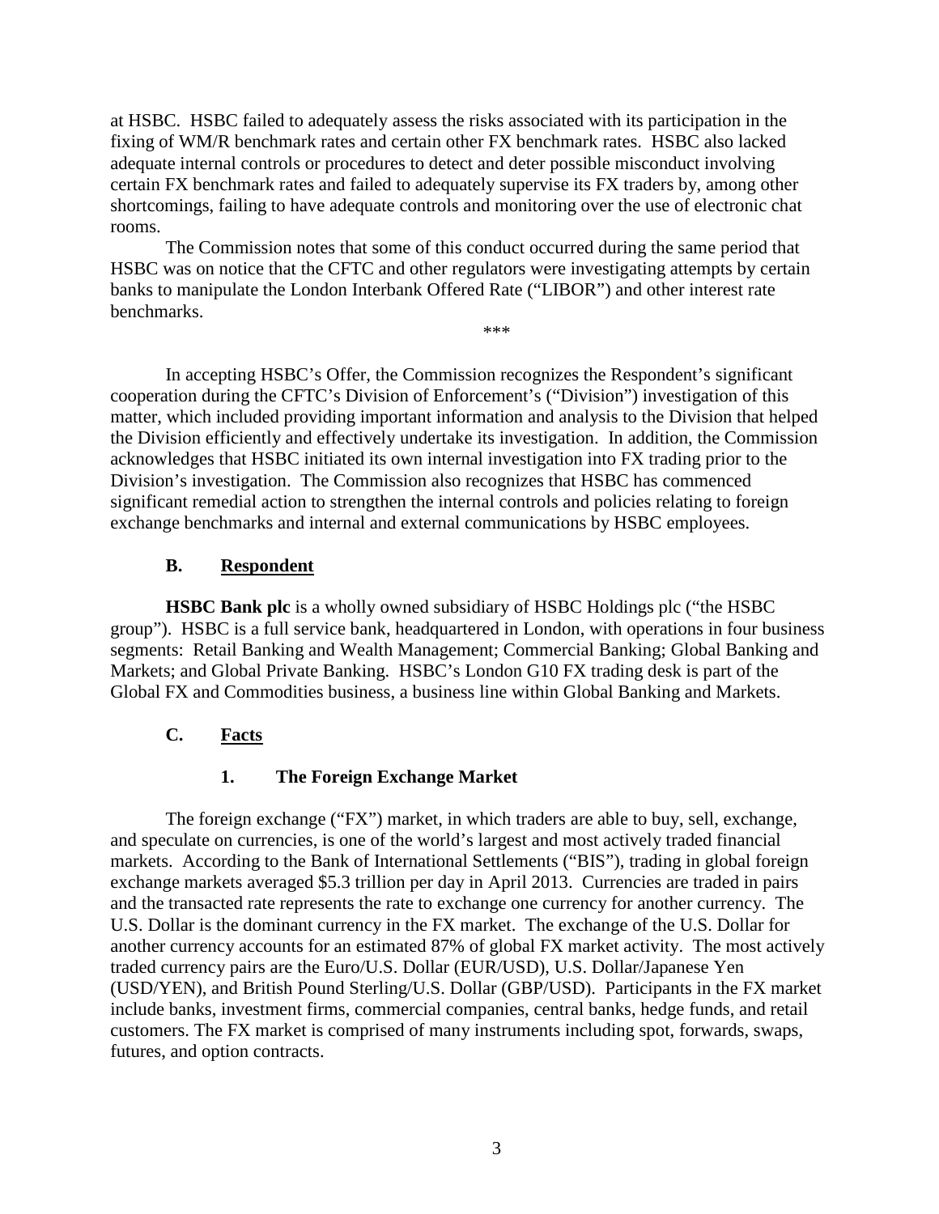at HSBC. HSBC failed to adequately assess the risks associated with its participation in the fixing of WM/R benchmark rates and certain other FX benchmark rates. HSBC also lacked adequate internal controls or procedures to detect and deter possible misconduct involving certain FX benchmark rates and failed to adequately supervise its FX traders by, among other shortcomings, failing to have adequate controls and monitoring over the use of electronic chat rooms.

The Commission notes that some of this conduct occurred during the same period that HSBC was on notice that the CFTC and other regulators were investigating attempts by certain banks to manipulate the London Interbank Offered Rate ("LIBOR") and other interest rate benchmarks.

***

In accepting HSBC's Offer, the Commission recognizes the Respondent's significant cooperation during the CFTC's Division of Enforcement's ("Division") investigation of this matter, which included providing important information and analysis to the Division that helped the Division efficiently and effectively undertake its investigation. In addition, the Commission acknowledges that HSBC initiated its own internal investigation into FX trading prior to the Division's investigation. The Commission also recognizes that HSBC has commenced significant remedial action to strengthen the internal controls and policies relating to foreign exchange benchmarks and internal and external communications by HSBC employees.

## B. Respondent

**HSBC Bank plc** is a wholly owned subsidiary of HSBC Holdings plc ("the HSBC group"). HSBC is a full service bank, headquartered in London, with operations in four business segments: Retail Banking and Wealth Management; Commercial Banking; Global Banking and Markets; and Global Private Banking. HSBC's London G10 FX trading desk is part of the Global FX and Commodities business, a business line within Global Banking and Markets.

## C. Facts

### 1. The Foreign Exchange Market

The foreign exchange ("FX") market, in which traders are able to buy, sell, exchange, and speculate on currencies, is one of the world's largest and most actively traded financial markets. According to the Bank of International Settlements ("BIS"), trading in global foreign exchange markets averaged $5.3 trillion per day in April 2013. Currencies are traded in pairs and the transacted rate represents the rate to exchange one currency for another currency. The U.S. Dollar is the dominant currency in the FX market. The exchange of the U.S. Dollar for another currency accounts for an estimated 87% of global FX market activity. The most actively traded currency pairs are the Euro/U.S. Dollar (EUR/USD), U.S. Dollar/Japanese Yen (USD/YEN), and British Pound Sterling/U.S. Dollar (GBP/USD). Participants in the FX market include banks, investment firms, commercial companies, central banks, hedge funds, and retail customers. The FX market is comprised of many instruments including spot, forwards, swaps, futures, and option contracts.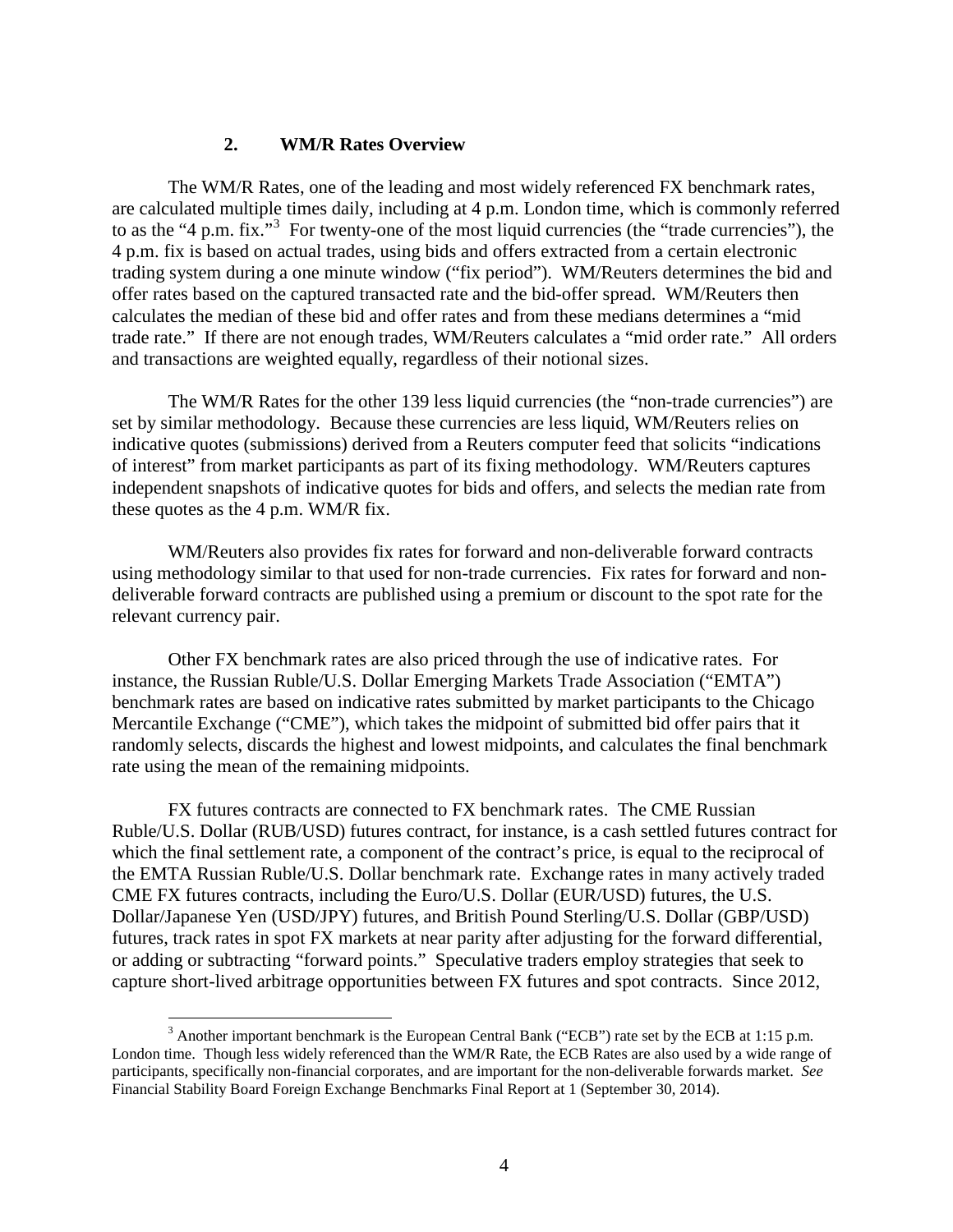### 2. WM/R Rates Overview

The WM/R Rates, one of the leading and most widely referenced FX benchmark rates, are calculated multiple times daily, including at 4 p.m. London time, which is commonly referred to as the "4 p.m. fix."[3] For twenty-one of the most liquid currencies (the "trade currencies"), the 4 p.m. fix is based on actual trades, using bids and offers extracted from a certain electronic trading system during a one minute window ("fix period"). WM/Reuters determines the bid and offer rates based on the captured transacted rate and the bid-offer spread. WM/Reuters then calculates the median of these bid and offer rates and from these medians determines a "mid trade rate." If there are not enough trades, WM/Reuters calculates a "mid order rate." All orders and transactions are weighted equally, regardless of their notional sizes.

The WM/R Rates for the other 139 less liquid currencies (the "non-trade currencies") are set by similar methodology. Because these currencies are less liquid, WM/Reuters relies on indicative quotes (submissions) derived from a Reuters computer feed that solicits "indications of interest" from market participants as part of its fixing methodology. WM/Reuters captures independent snapshots of indicative quotes for bids and offers, and selects the median rate from these quotes as the 4 p.m. WM/R fix.

WM/Reuters also provides fix rates for forward and non-deliverable forward contracts using methodology similar to that used for non-trade currencies. Fix rates for forward and non-deliverable forward contracts are published using a premium or discount to the spot rate for the relevant currency pair.

Other FX benchmark rates are also priced through the use of indicative rates. For instance, the Russian Ruble/U.S. Dollar Emerging Markets Trade Association ("EMTA") benchmark rates are based on indicative rates submitted by market participants to the Chicago Mercantile Exchange ("CME"), which takes the midpoint of submitted bid offer pairs that it randomly selects, discards the highest and lowest midpoints, and calculates the final benchmark rate using the mean of the remaining midpoints.

FX futures contracts are connected to FX benchmark rates. The CME Russian Ruble/U.S. Dollar (RUB/USD) futures contract, for instance, is a cash settled futures contract for which the final settlement rate, a component of the contract's price, is equal to the reciprocal of the EMTA Russian Ruble/U.S. Dollar benchmark rate. Exchange rates in many actively traded CME FX futures contracts, including the Euro/U.S. Dollar (EUR/USD) futures, the U.S. Dollar/Japanese Yen (USD/JPY) futures, and British Pound Sterling/U.S. Dollar (GBP/USD) futures, track rates in spot FX markets at near parity after adjusting for the forward differential, or adding or subtracting "forward points." Speculative traders employ strategies that seek to capture short-lived arbitrage opportunities between FX futures and spot contracts. Since 2012,

---

[3] Another important benchmark is the European Central Bank ("ECB") rate set by the ECB at 1:15 p.m. London time. Though less widely referenced than the WM/R Rate, the ECB Rates are also used by a wide range of participants, specifically non-financial corporates, and are important for the non-deliverable forwards market. *See* Financial Stability Board Foreign Exchange Benchmarks Final Report at 1 (September 30, 2014).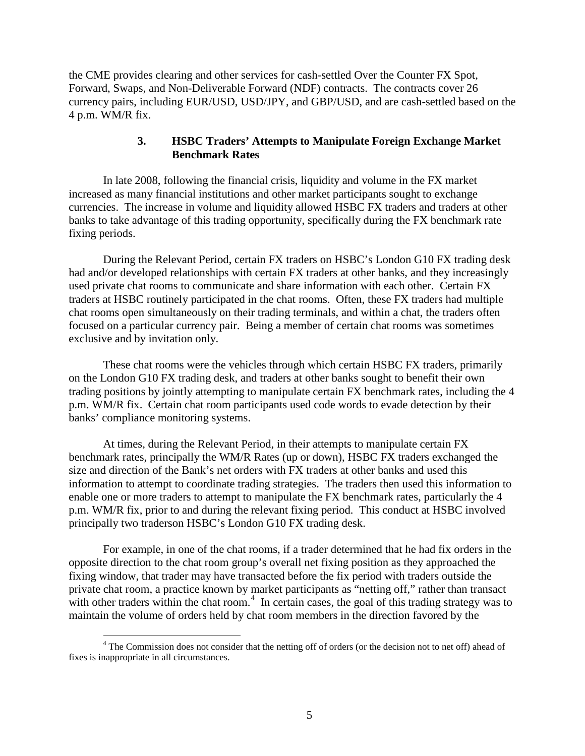the CME provides clearing and other services for cash-settled Over the Counter FX Spot, Forward, Swaps, and Non-Deliverable Forward (NDF) contracts. The contracts cover 26 currency pairs, including EUR/USD, USD/JPY, and GBP/USD, and are cash-settled based on the 4 p.m. WM/R fix.

### 3. HSBC Traders' Attempts to Manipulate Foreign Exchange Market Benchmark Rates

In late 2008, following the financial crisis, liquidity and volume in the FX market increased as many financial institutions and other market participants sought to exchange currencies. The increase in volume and liquidity allowed HSBC FX traders and traders at other banks to take advantage of this trading opportunity, specifically during the FX benchmark rate fixing periods.

During the Relevant Period, certain FX traders on HSBC's London G10 FX trading desk had and/or developed relationships with certain FX traders at other banks, and they increasingly used private chat rooms to communicate and share information with each other. Certain FX traders at HSBC routinely participated in the chat rooms. Often, these FX traders had multiple chat rooms open simultaneously on their trading terminals, and within a chat, the traders often focused on a particular currency pair. Being a member of certain chat rooms was sometimes exclusive and by invitation only.

These chat rooms were the vehicles through which certain HSBC FX traders, primarily on the London G10 FX trading desk, and traders at other banks sought to benefit their own trading positions by jointly attempting to manipulate certain FX benchmark rates, including the 4 p.m. WM/R fix. Certain chat room participants used code words to evade detection by their banks' compliance monitoring systems.

At times, during the Relevant Period, in their attempts to manipulate certain FX benchmark rates, principally the WM/R Rates (up or down), HSBC FX traders exchanged the size and direction of the Bank's net orders with FX traders at other banks and used this information to attempt to coordinate trading strategies. The traders then used this information to enable one or more traders to attempt to manipulate the FX benchmark rates, particularly the 4 p.m. WM/R fix, prior to and during the relevant fixing period. This conduct at HSBC involved principally two traderson HSBC's London G10 FX trading desk.

For example, in one of the chat rooms, if a trader determined that he had fix orders in the opposite direction to the chat room group's overall net fixing position as they approached the fixing window, that trader may have transacted before the fix period with traders outside the private chat room, a practice known by market participants as "netting off," rather than transact with other traders within the chat room.[4] In certain cases, the goal of this trading strategy was to maintain the volume of orders held by chat room members in the direction favored by the

[4] The Commission does not consider that the netting off of orders (or the decision not to net off) ahead of fixes is inappropriate in all circumstances.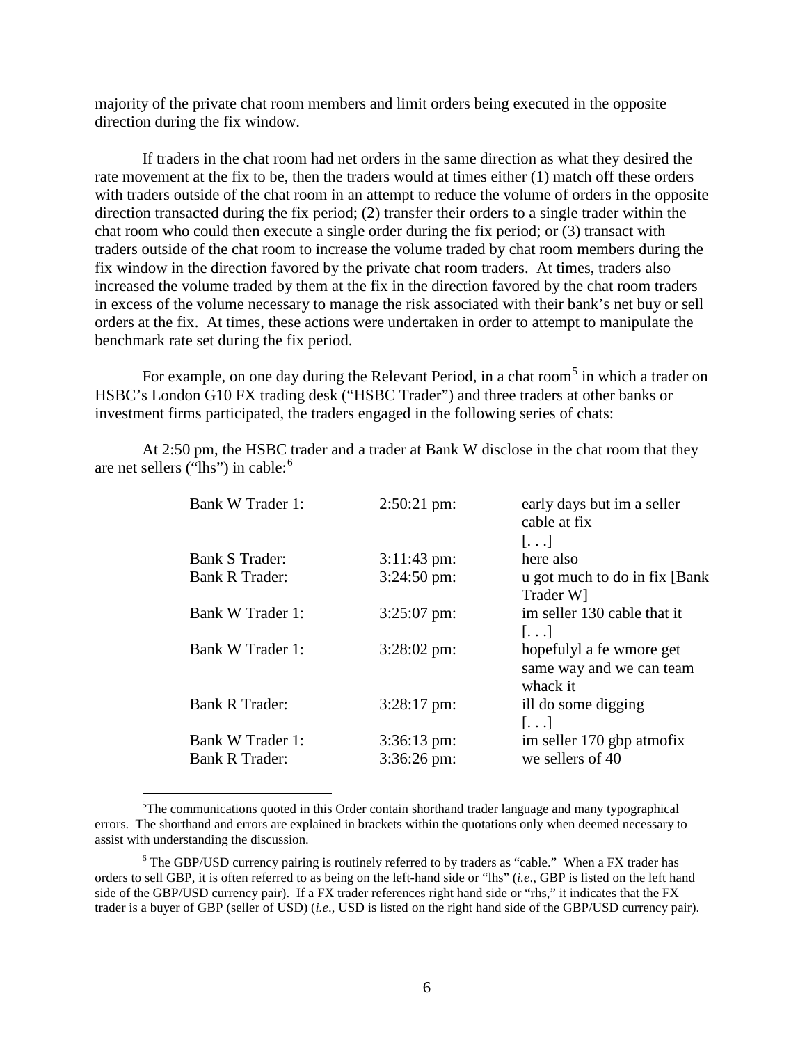majority of the private chat room members and limit orders being executed in the opposite direction during the fix window.

If traders in the chat room had net orders in the same direction as what they desired the rate movement at the fix to be, then the traders would at times either (1) match off these orders with traders outside of the chat room in an attempt to reduce the volume of orders in the opposite direction transacted during the fix period; (2) transfer their orders to a single trader within the chat room who could then execute a single order during the fix period; or (3) transact with traders outside of the chat room to increase the volume traded by chat room members during the fix window in the direction favored by the private chat room traders. At times, traders also increased the volume traded by them at the fix in the direction favored by the chat room traders in excess of the volume necessary to manage the risk associated with their bank's net buy or sell orders at the fix. At times, these actions were undertaken in order to attempt to manipulate the benchmark rate set during the fix period.

For example, on one day during the Relevant Period, in a chat room[5] in which a trader on HSBC's London G10 FX trading desk ("HSBC Trader") and three traders at other banks or investment firms participated, the traders engaged in the following series of chats:

At 2:50 pm, the HSBC trader and a trader at Bank W disclose in the chat room that they are net sellers ("lhs") in cable:[6]

| | | |
|---|---|---|
| Bank W Trader 1: | 2:50:21 pm: | early days but im a seller cable at fix [. . .] |
| Bank S Trader: | 3:11:43 pm: | here also |
| Bank R Trader: | 3:24:50 pm: | u got much to do in fix [Bank Trader W] |
| Bank W Trader 1: | 3:25:07 pm: | im seller 130 cable that it [. . .] |
| Bank W Trader 1: | 3:28:02 pm: | hopefulyl a fe wmore get same way and we can team whack it |
| Bank R Trader: | 3:28:17 pm: | ill do some digging [. . .] |
| Bank W Trader 1: | 3:36:13 pm: | im seller 170 gbp atmofix |
| Bank R Trader: | 3:36:26 pm: | we sellers of 40 |

[5] The communications quoted in this Order contain shorthand trader language and many typographical errors. The shorthand and errors are explained in brackets within the quotations only when deemed necessary to assist with understanding the discussion.

[6] The GBP/USD currency pairing is routinely referred to by traders as "cable." When a FX trader has orders to sell GBP, it is often referred to as being on the left-hand side or "lhs" (*i.e*., GBP is listed on the left hand side of the GBP/USD currency pair). If a FX trader references right hand side or "rhs," it indicates that the FX trader is a buyer of GBP (seller of USD) (*i.e*., USD is listed on the right hand side of the GBP/USD currency pair).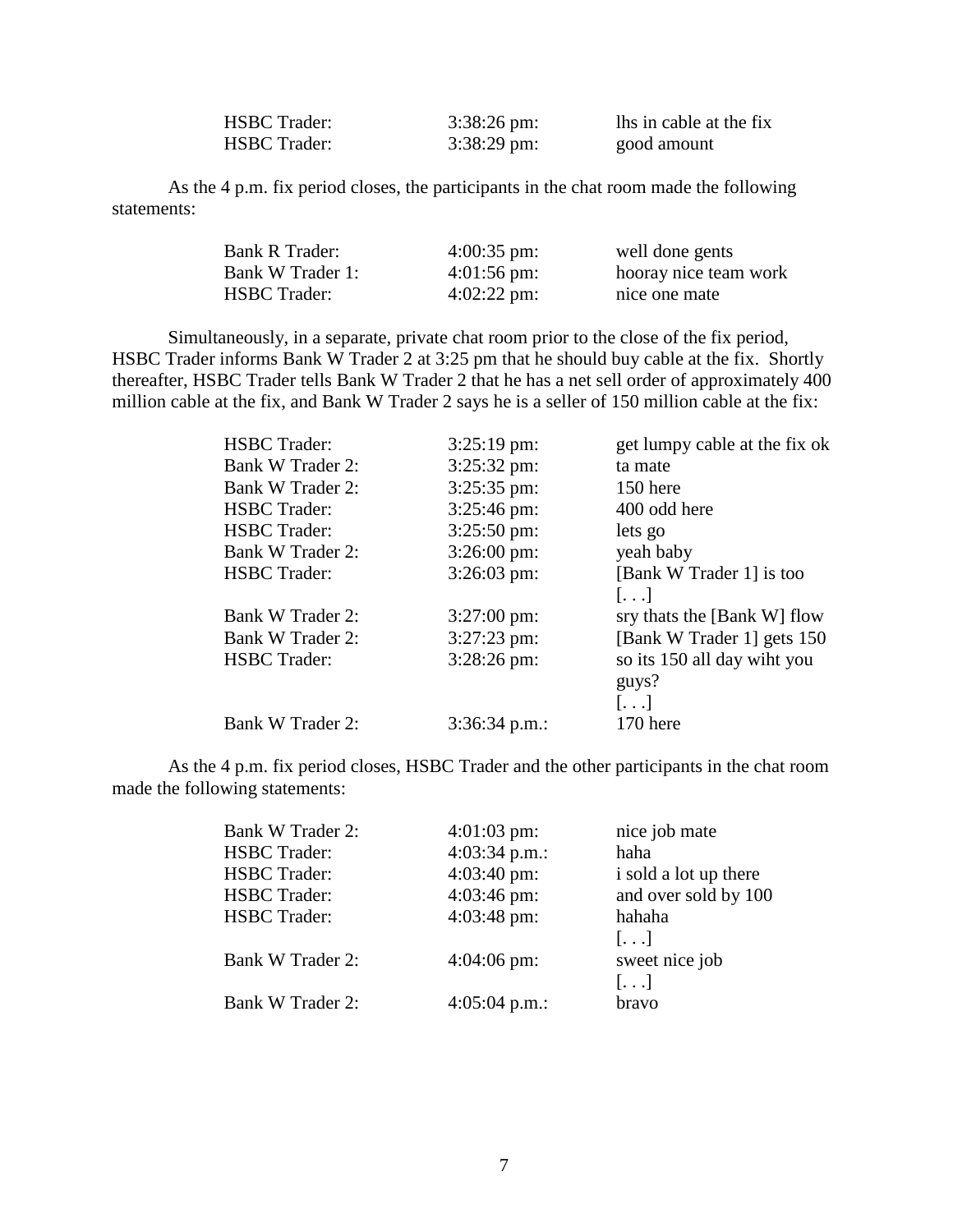| | | |
|---|---|---|
| HSBC Trader: | 3:38:26 pm: | lhs in cable at the fix |
| HSBC Trader: | 3:38:29 pm: | good amount |

As the 4 p.m. fix period closes, the participants in the chat room made the following statements:

| | | |
|---|---|---|
| Bank R Trader: | 4:00:35 pm: | well done gents |
| Bank W Trader 1: | 4:01:56 pm: | hooray nice team work |
| HSBC Trader: | 4:02:22 pm: | nice one mate |

Simultaneously, in a separate, private chat room prior to the close of the fix period, HSBC Trader informs Bank W Trader 2 at 3:25 pm that he should buy cable at the fix. Shortly thereafter, HSBC Trader tells Bank W Trader 2 that he has a net sell order of approximately 400 million cable at the fix, and Bank W Trader 2 says he is a seller of 150 million cable at the fix:

| | | |
|---|---|---|
| HSBC Trader: | 3:25:19 pm: | get lumpy cable at the fix ok |
| Bank W Trader 2: | 3:25:32 pm: | ta mate |
| Bank W Trader 2: | 3:25:35 pm: | 150 here |
| HSBC Trader: | 3:25:46 pm: | 400 odd here |
| HSBC Trader: | 3:25:50 pm: | lets go |
| Bank W Trader 2: | 3:26:00 pm: | yeah baby |
| HSBC Trader: | 3:26:03 pm: | [Bank W Trader 1] is too [. . .] |
| Bank W Trader 2: | 3:27:00 pm: | sry thats the [Bank W] flow |
| Bank W Trader 2: | 3:27:23 pm: | [Bank W Trader 1] gets 150 |
| HSBC Trader: | 3:28:26 pm: | so its 150 all day wiht you guys? [. . .] |
| Bank W Trader 2: | 3:36:34 p.m.: | 170 here |

As the 4 p.m. fix period closes, HSBC Trader and the other participants in the chat room made the following statements:

| | | |
|---|---|---|
| Bank W Trader 2: | 4:01:03 pm: | nice job mate |
| HSBC Trader: | 4:03:34 p.m.: | haha |
| HSBC Trader: | 4:03:40 pm: | i sold a lot up there |
| HSBC Trader: | 4:03:46 pm: | and over sold by 100 |
| HSBC Trader: | 4:03:48 pm: | hahaha [. . .] |
| Bank W Trader 2: | 4:04:06 pm: | sweet nice job [. . .] |
| Bank W Trader 2: | 4:05:04 p.m.: | bravo |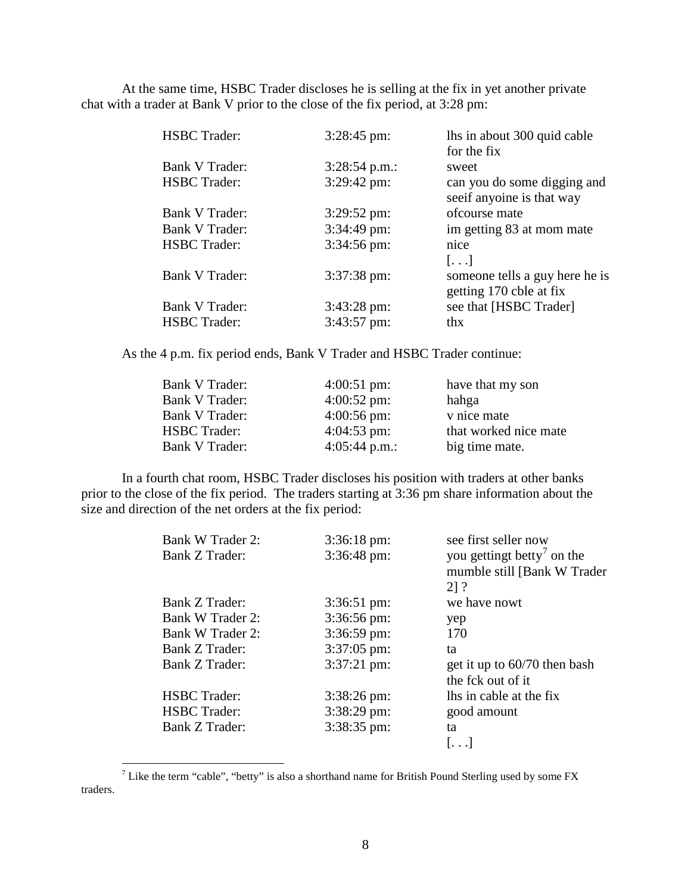At the same time, HSBC Trader discloses he is selling at the fix in yet another private chat with a trader at Bank V prior to the close of the fix period, at 3:28 pm:

| | | |
|---|---|---|
| HSBC Trader: | 3:28:45 pm: | lhs in about 300 quid cable for the fix |
| Bank V Trader: | 3:28:54 p.m.: | sweet |
| HSBC Trader: | 3:29:42 pm: | can you do some digging and seeif anyoine is that way |
| Bank V Trader: | 3:29:52 pm: | ofcourse mate |
| Bank V Trader: | 3:34:49 pm: | im getting 83 at mom mate |
| HSBC Trader: | 3:34:56 pm: | nice |
| | | [. . .] |
| Bank V Trader: | 3:37:38 pm: | someone tells a guy here he is getting 170 cble at fix |
| Bank V Trader: | 3:43:28 pm: | see that [HSBC Trader] |
| HSBC Trader: | 3:43:57 pm: | thx |

As the 4 p.m. fix period ends, Bank V Trader and HSBC Trader continue:

| | | |
|---|---|---|
| Bank V Trader: | 4:00:51 pm: | have that my son |
| Bank V Trader: | 4:00:52 pm: | hahga |
| Bank V Trader: | 4:00:56 pm: | v nice mate |
| HSBC Trader: | 4:04:53 pm: | that worked nice mate |
| Bank V Trader: | 4:05:44 p.m.: | big time mate. |

In a fourth chat room, HSBC Trader discloses his position with traders at other banks prior to the close of the fix period. The traders starting at 3:36 pm share information about the size and direction of the net orders at the fix period:

| | | |
|---|---|---|
| Bank W Trader 2: | 3:36:18 pm: | see first seller now |
| Bank Z Trader: | 3:36:48 pm: | you gettingt betty[7] on the mumble still [Bank W Trader 2] ? |
| Bank Z Trader: | 3:36:51 pm: | we have nowt |
| Bank W Trader 2: | 3:36:56 pm: | yep |
| Bank W Trader 2: | 3:36:59 pm: | 170 |
| Bank Z Trader: | 3:37:05 pm: | ta |
| Bank Z Trader: | 3:37:21 pm: | get it up to 60/70 then bash the fck out of it |
| HSBC Trader: | 3:38:26 pm: | lhs in cable at the fix |
| HSBC Trader: | 3:38:29 pm: | good amount |
| Bank Z Trader: | 3:38:35 pm: | ta |
| | | [. . .] |

[7] Like the term "cable", "betty" is also a shorthand name for British Pound Sterling used by some FX traders.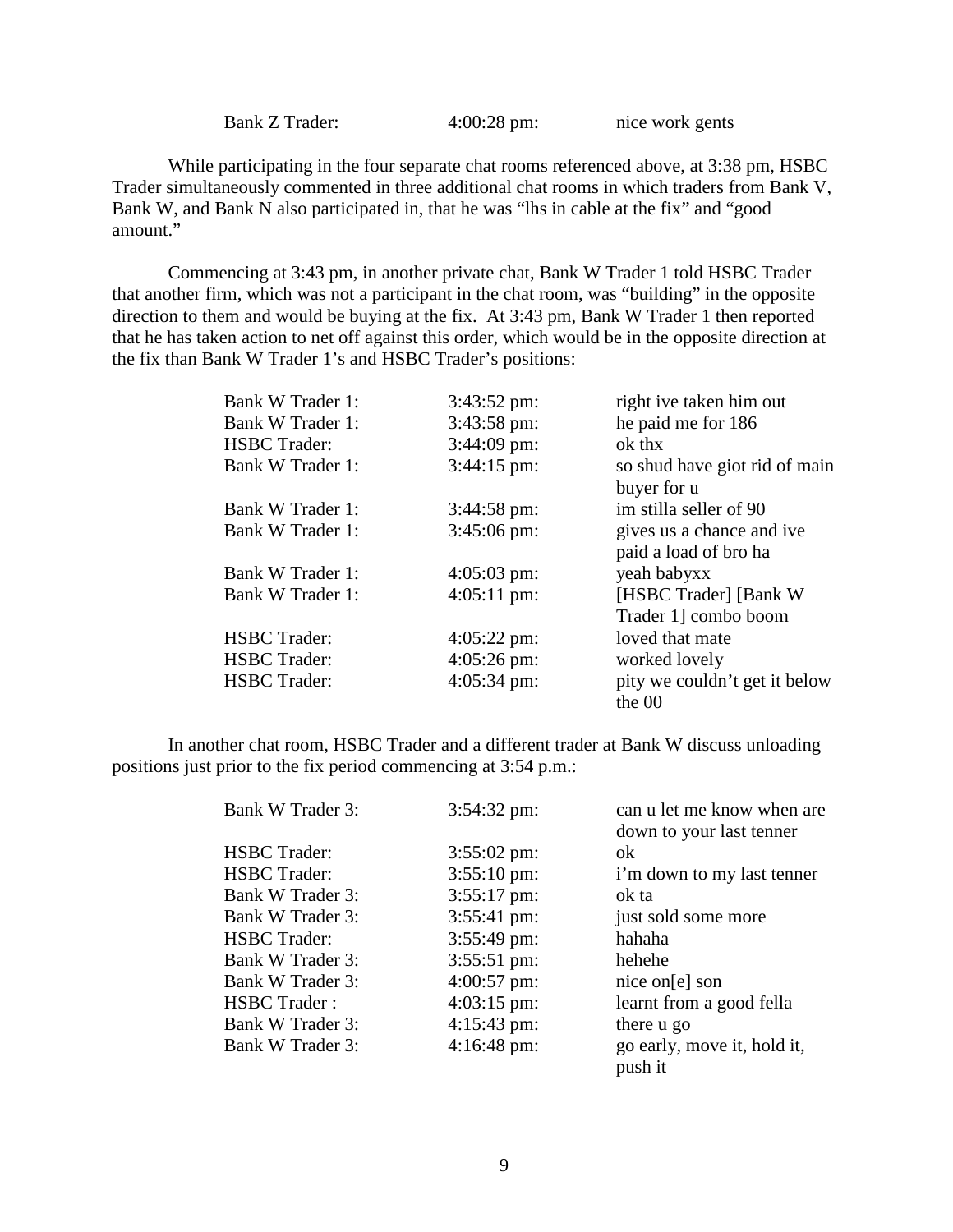| | | |
|---|---|---|
| Bank Z Trader: | 4:00:28 pm: | nice work gents |

While participating in the four separate chat rooms referenced above, at 3:38 pm, HSBC Trader simultaneously commented in three additional chat rooms in which traders from Bank V, Bank W, and Bank N also participated in, that he was "lhs in cable at the fix" and "good amount."

Commencing at 3:43 pm, in another private chat, Bank W Trader 1 told HSBC Trader that another firm, which was not a participant in the chat room, was "building" in the opposite direction to them and would be buying at the fix. At 3:43 pm, Bank W Trader 1 then reported that he has taken action to net off against this order, which would be in the opposite direction at the fix than Bank W Trader 1's and HSBC Trader's positions:

| | | |
|---|---|---|
| Bank W Trader 1: | 3:43:52 pm: | right ive taken him out |
| Bank W Trader 1: | 3:43:58 pm: | he paid me for 186 |
| HSBC Trader: | 3:44:09 pm: | ok thx |
| Bank W Trader 1: | 3:44:15 pm: | so shud have giot rid of main buyer for u |
| Bank W Trader 1: | 3:44:58 pm: | im stilla seller of 90 |
| Bank W Trader 1: | 3:45:06 pm: | gives us a chance and ive paid a load of bro ha |
| Bank W Trader 1: | 4:05:03 pm: | yeah babyxx |
| Bank W Trader 1: | 4:05:11 pm: | [HSBC Trader] [Bank W Trader 1] combo boom |
| HSBC Trader: | 4:05:22 pm: | loved that mate |
| HSBC Trader: | 4:05:26 pm: | worked lovely |
| HSBC Trader: | 4:05:34 pm: | pity we couldn't get it below the 00 |

In another chat room, HSBC Trader and a different trader at Bank W discuss unloading positions just prior to the fix period commencing at 3:54 p.m.:

| | | |
|---|---|---|
| Bank W Trader 3: | 3:54:32 pm: | can u let me know when are down to your last tenner |
| HSBC Trader: | 3:55:02 pm: | ok |
| HSBC Trader: | 3:55:10 pm: | i'm down to my last tenner |
| Bank W Trader 3: | 3:55:17 pm: | ok ta |
| Bank W Trader 3: | 3:55:41 pm: | just sold some more |
| HSBC Trader: | 3:55:49 pm: | hahaha |
| Bank W Trader 3: | 3:55:51 pm: | hehehe |
| Bank W Trader 3: | 4:00:57 pm: | nice on[e] son |
| HSBC Trader : | 4:03:15 pm: | learnt from a good fella |
| Bank W Trader 3: | 4:15:43 pm: | there u go |
| Bank W Trader 3: | 4:16:48 pm: | go early, move it, hold it, push it |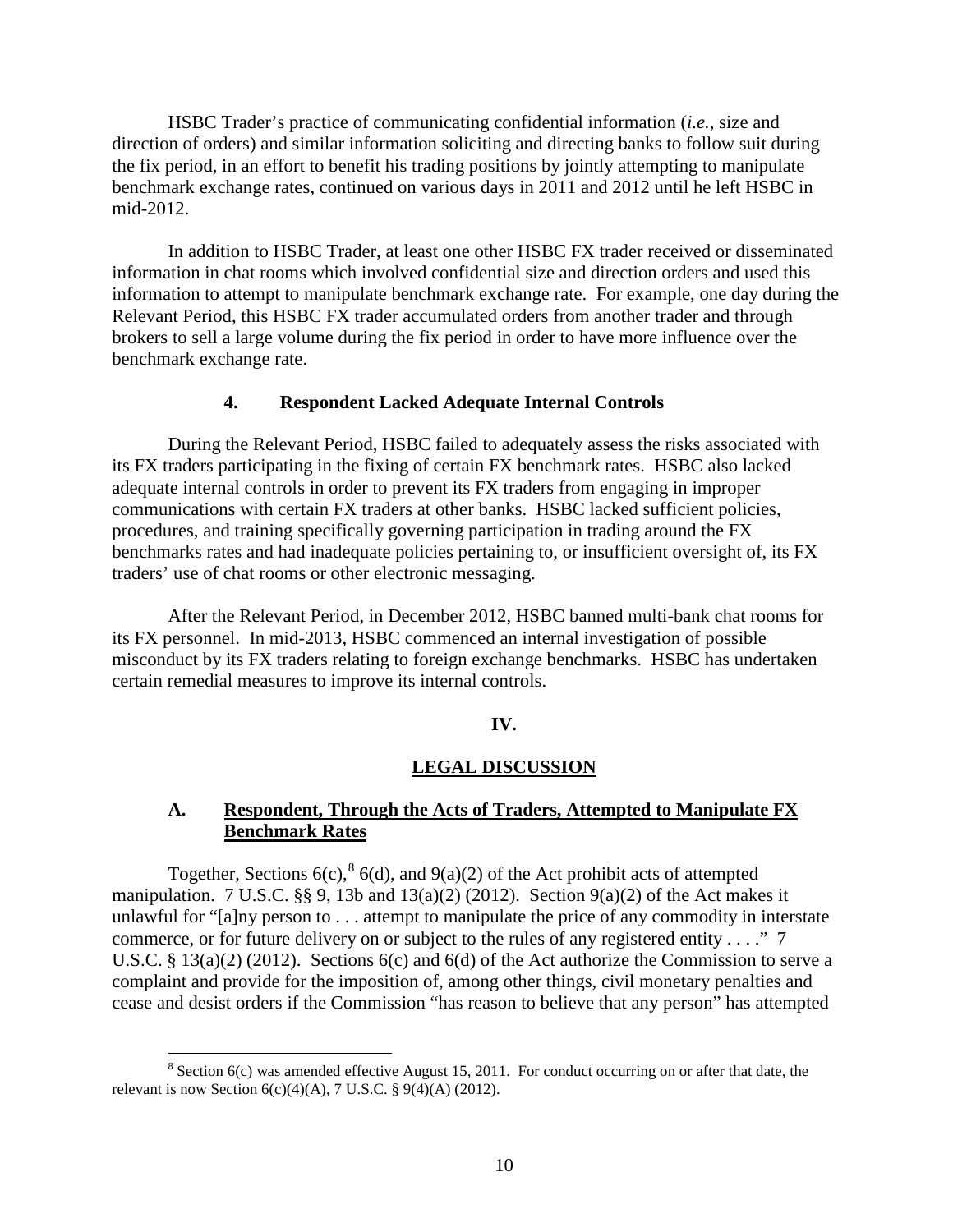HSBC Trader's practice of communicating confidential information (*i.e.*, size and direction of orders) and similar information soliciting and directing banks to follow suit during the fix period, in an effort to benefit his trading positions by jointly attempting to manipulate benchmark exchange rates, continued on various days in 2011 and 2012 until he left HSBC in mid-2012.

In addition to HSBC Trader, at least one other HSBC FX trader received or disseminated information in chat rooms which involved confidential size and direction orders and used this information to attempt to manipulate benchmark exchange rate. For example, one day during the Relevant Period, this HSBC FX trader accumulated orders from another trader and through brokers to sell a large volume during the fix period in order to have more influence over the benchmark exchange rate.

### 4. Respondent Lacked Adequate Internal Controls

During the Relevant Period, HSBC failed to adequately assess the risks associated with its FX traders participating in the fixing of certain FX benchmark rates. HSBC also lacked adequate internal controls in order to prevent its FX traders from engaging in improper communications with certain FX traders at other banks. HSBC lacked sufficient policies, procedures, and training specifically governing participation in trading around the FX benchmarks rates and had inadequate policies pertaining to, or insufficient oversight of, its FX traders' use of chat rooms or other electronic messaging.

After the Relevant Period, in December 2012, HSBC banned multi-bank chat rooms for its FX personnel. In mid-2013, HSBC commenced an internal investigation of possible misconduct by its FX traders relating to foreign exchange benchmarks. HSBC has undertaken certain remedial measures to improve its internal controls.

## IV.

## LEGAL DISCUSSION

### A. Respondent, Through the Acts of Traders, Attempted to Manipulate FX Benchmark Rates

Together, Sections 6(c),[8] 6(d), and 9(a)(2) of the Act prohibit acts of attempted manipulation. 7 U.S.C. §§ 9, 13b and 13(a)(2) (2012). Section 9(a)(2) of the Act makes it unlawful for "[a]ny person to . . . attempt to manipulate the price of any commodity in interstate commerce, or for future delivery on or subject to the rules of any registered entity . . . ." 7 U.S.C. § 13(a)(2) (2012). Sections 6(c) and 6(d) of the Act authorize the Commission to serve a complaint and provide for the imposition of, among other things, civil monetary penalties and cease and desist orders if the Commission "has reason to believe that any person" has attempted

---

[8] Section 6(c) was amended effective August 15, 2011. For conduct occurring on or after that date, the relevant is now Section 6(c)(4)(A), 7 U.S.C. § 9(4)(A) (2012).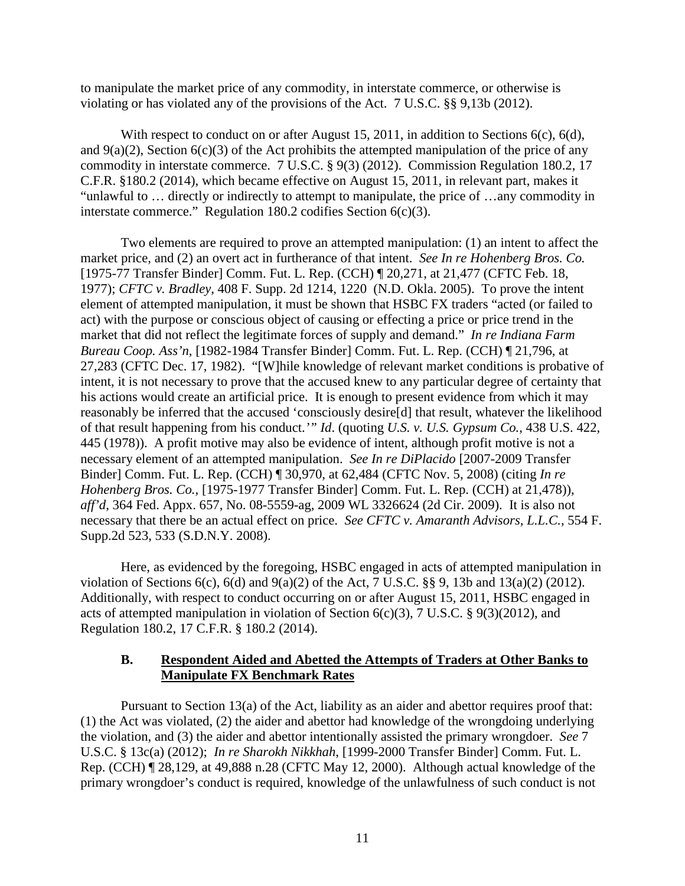to manipulate the market price of any commodity, in interstate commerce, or otherwise is violating or has violated any of the provisions of the Act. 7 U.S.C. §§ 9,13b (2012).

With respect to conduct on or after August 15, 2011, in addition to Sections 6(c), 6(d), and 9(a)(2), Section 6(c)(3) of the Act prohibits the attempted manipulation of the price of any commodity in interstate commerce. 7 U.S.C. § 9(3) (2012). Commission Regulation 180.2, 17 C.F.R. §180.2 (2014), which became effective on August 15, 2011, in relevant part, makes it "unlawful to … directly or indirectly to attempt to manipulate, the price of …any commodity in interstate commerce." Regulation 180.2 codifies Section 6(c)(3).

Two elements are required to prove an attempted manipulation: (1) an intent to affect the market price, and (2) an overt act in furtherance of that intent. *See In re Hohenberg Bros. Co.* [1975-77 Transfer Binder] Comm. Fut. L. Rep. (CCH) ¶ 20,271, at 21,477 (CFTC Feb. 18, 1977); *CFTC v. Bradley*, 408 F. Supp. 2d 1214, 1220 (N.D. Okla. 2005). To prove the intent element of attempted manipulation, it must be shown that HSBC FX traders "acted (or failed to act) with the purpose or conscious object of causing or effecting a price or price trend in the market that did not reflect the legitimate forces of supply and demand." *In re Indiana Farm Bureau Coop. Ass'n*, [1982-1984 Transfer Binder] Comm. Fut. L. Rep. (CCH) ¶ 21,796, at 27,283 (CFTC Dec. 17, 1982). "[W]hile knowledge of relevant market conditions is probative of intent, it is not necessary to prove that the accused knew to any particular degree of certainty that his actions would create an artificial price. It is enough to present evidence from which it may reasonably be inferred that the accused 'consciously desire[d] that result, whatever the likelihood of that result happening from his conduct.'" *Id*. (quoting *U.S. v. U.S. Gypsum Co.*, 438 U.S. 422, 445 (1978)). A profit motive may also be evidence of intent, although profit motive is not a necessary element of an attempted manipulation. *See In re DiPlacido* [2007-2009 Transfer Binder] Comm. Fut. L. Rep. (CCH) ¶ 30,970, at 62,484 (CFTC Nov. 5, 2008) (citing *In re Hohenberg Bros. Co.*, [1975-1977 Transfer Binder] Comm. Fut. L. Rep. (CCH) at 21,478)), *aff'd*, 364 Fed. Appx. 657, No. 08-5559-ag, 2009 WL 3326624 (2d Cir. 2009). It is also not necessary that there be an actual effect on price. *See CFTC v. Amaranth Advisors, L.L.C.*, 554 F. Supp.2d 523, 533 (S.D.N.Y. 2008).

Here, as evidenced by the foregoing, HSBC engaged in acts of attempted manipulation in violation of Sections 6(c), 6(d) and 9(a)(2) of the Act, 7 U.S.C. §§ 9, 13b and 13(a)(2) (2012). Additionally, with respect to conduct occurring on or after August 15, 2011, HSBC engaged in acts of attempted manipulation in violation of Section 6(c)(3), 7 U.S.C. § 9(3)(2012), and Regulation 180.2, 17 C.F.R. § 180.2 (2014).

### B. Respondent Aided and Abetted the Attempts of Traders at Other Banks to Manipulate FX Benchmark Rates

Pursuant to Section 13(a) of the Act, liability as an aider and abettor requires proof that: (1) the Act was violated, (2) the aider and abettor had knowledge of the wrongdoing underlying the violation, and (3) the aider and abettor intentionally assisted the primary wrongdoer. *See* 7 U.S.C. § 13c(a) (2012); *In re Sharokh Nikkhah*, [1999-2000 Transfer Binder] Comm. Fut. L. Rep. (CCH) ¶ 28,129, at 49,888 n.28 (CFTC May 12, 2000). Although actual knowledge of the primary wrongdoer's conduct is required, knowledge of the unlawfulness of such conduct is not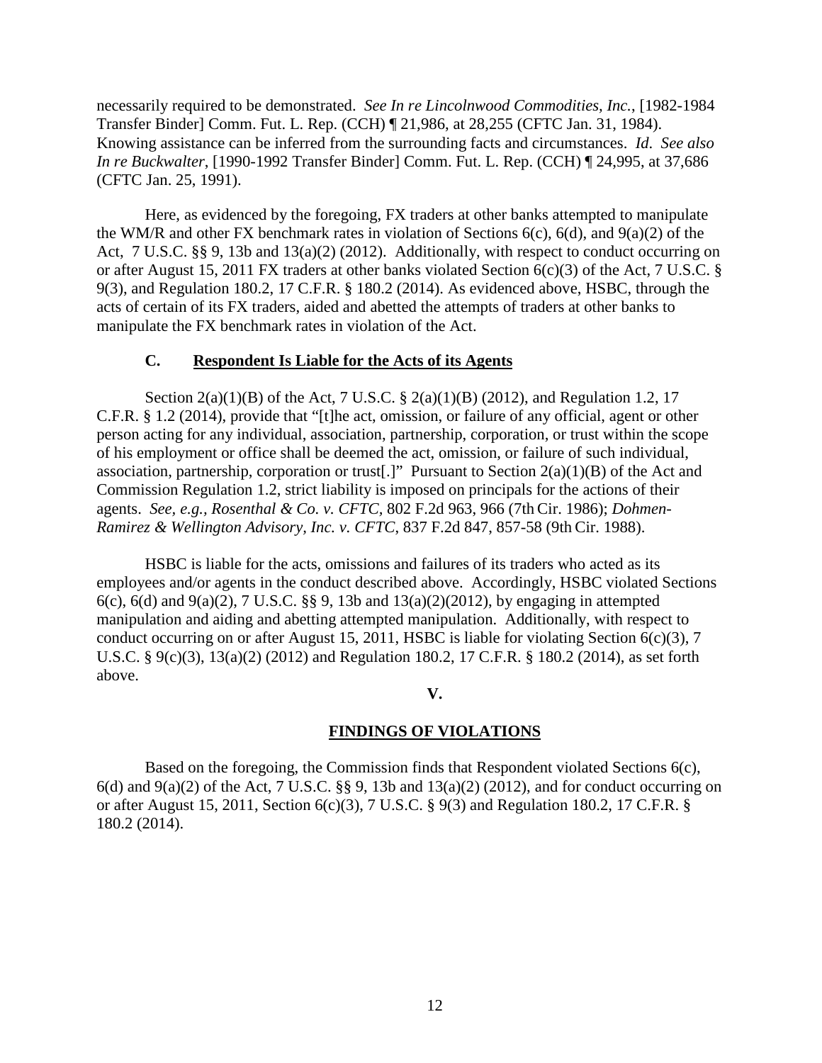necessarily required to be demonstrated. *See In re Lincolnwood Commodities, Inc.*, [1982-1984 Transfer Binder] Comm. Fut. L. Rep. (CCH) ¶ 21,986, at 28,255 (CFTC Jan. 31, 1984). Knowing assistance can be inferred from the surrounding facts and circumstances. *Id. See also In re Buckwalter*, [1990-1992 Transfer Binder] Comm. Fut. L. Rep. (CCH) ¶ 24,995, at 37,686 (CFTC Jan. 25, 1991).

Here, as evidenced by the foregoing, FX traders at other banks attempted to manipulate the WM/R and other FX benchmark rates in violation of Sections 6(c), 6(d), and 9(a)(2) of the Act, 7 U.S.C. §§ 9, 13b and 13(a)(2) (2012). Additionally, with respect to conduct occurring on or after August 15, 2011 FX traders at other banks violated Section 6(c)(3) of the Act, 7 U.S.C. § 9(3), and Regulation 180.2, 17 C.F.R. § 180.2 (2014). As evidenced above, HSBC, through the acts of certain of its FX traders, aided and abetted the attempts of traders at other banks to manipulate the FX benchmark rates in violation of the Act.

### C. Respondent Is Liable for the Acts of its Agents

Section 2(a)(1)(B) of the Act, 7 U.S.C. § 2(a)(1)(B) (2012), and Regulation 1.2, 17 C.F.R. § 1.2 (2014), provide that "[t]he act, omission, or failure of any official, agent or other person acting for any individual, association, partnership, corporation, or trust within the scope of his employment or office shall be deemed the act, omission, or failure of such individual, association, partnership, corporation or trust[.]" Pursuant to Section 2(a)(1)(B) of the Act and Commission Regulation 1.2, strict liability is imposed on principals for the actions of their agents. *See, e.g.*, *Rosenthal & Co. v. CFTC*, 802 F.2d 963, 966 (7th Cir. 1986); *Dohmen-Ramirez & Wellington Advisory, Inc. v. CFTC*, 837 F.2d 847, 857-58 (9th Cir. 1988).

HSBC is liable for the acts, omissions and failures of its traders who acted as its employees and/or agents in the conduct described above. Accordingly, HSBC violated Sections 6(c), 6(d) and 9(a)(2), 7 U.S.C. §§ 9, 13b and 13(a)(2)(2012), by engaging in attempted manipulation and aiding and abetting attempted manipulation. Additionally, with respect to conduct occurring on or after August 15, 2011, HSBC is liable for violating Section 6(c)(3), 7 U.S.C. § 9(c)(3), 13(a)(2) (2012) and Regulation 180.2, 17 C.F.R. § 180.2 (2014), as set forth above.

## V.

## FINDINGS OF VIOLATIONS

Based on the foregoing, the Commission finds that Respondent violated Sections 6(c), 6(d) and 9(a)(2) of the Act, 7 U.S.C. §§ 9, 13b and 13(a)(2) (2012), and for conduct occurring on or after August 15, 2011, Section 6(c)(3), 7 U.S.C. § 9(3) and Regulation 180.2, 17 C.F.R. § 180.2 (2014).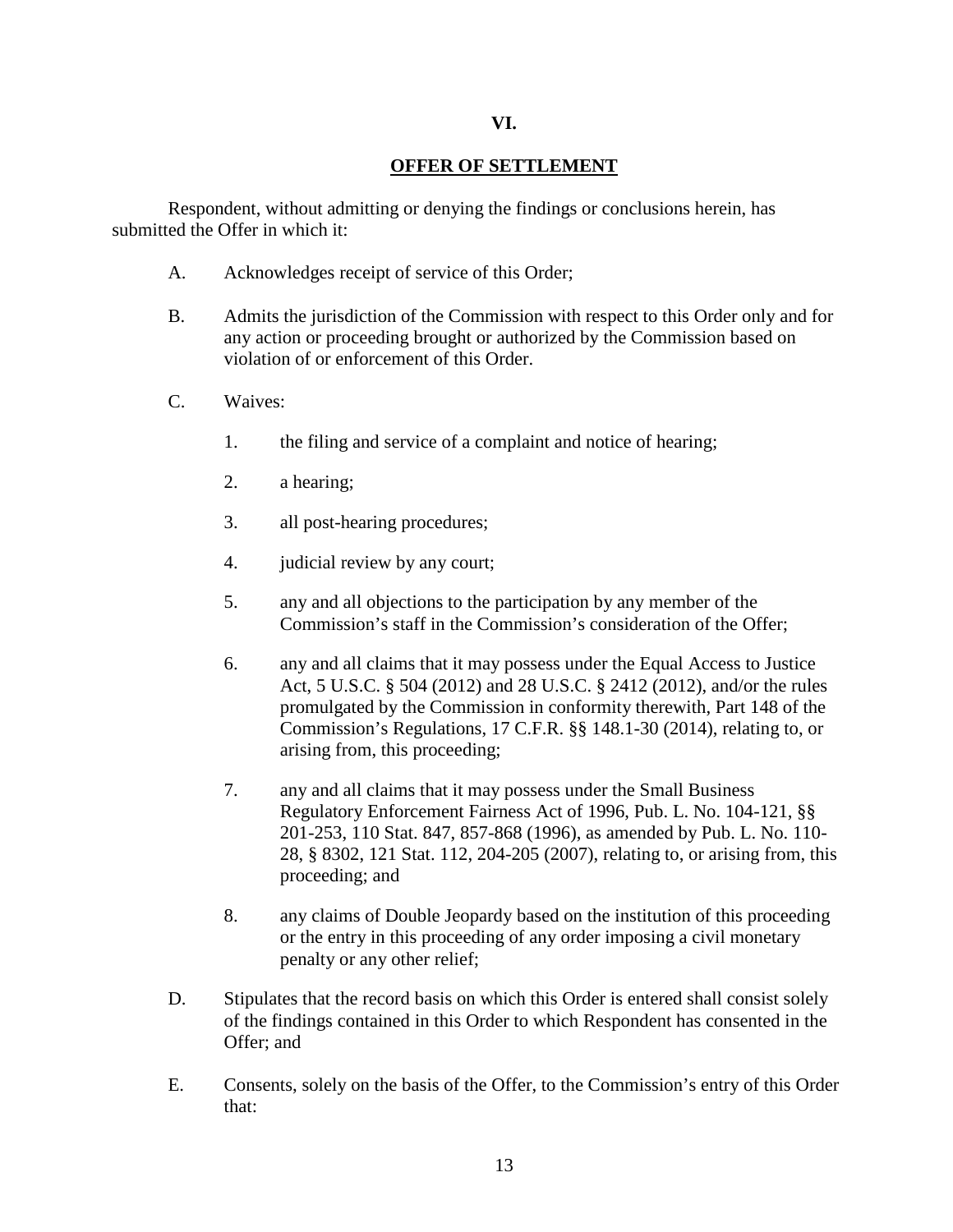## VI.

## OFFER OF SETTLEMENT

Respondent, without admitting or denying the findings or conclusions herein, has submitted the Offer in which it:

A. Acknowledges receipt of service of this Order;

B. Admits the jurisdiction of the Commission with respect to this Order only and for any action or proceeding brought or authorized by the Commission based on violation of or enforcement of this Order.

C. Waives:

1. the filing and service of a complaint and notice of hearing;

2. a hearing;

3. all post-hearing procedures;

4. judicial review by any court;

5. any and all objections to the participation by any member of the Commission's staff in the Commission's consideration of the Offer;

6. any and all claims that it may possess under the Equal Access to Justice Act, 5 U.S.C. § 504 (2012) and 28 U.S.C. § 2412 (2012), and/or the rules promulgated by the Commission in conformity therewith, Part 148 of the Commission's Regulations, 17 C.F.R. §§ 148.1-30 (2014), relating to, or arising from, this proceeding;

7. any and all claims that it may possess under the Small Business Regulatory Enforcement Fairness Act of 1996, Pub. L. No. 104-121, §§ 201-253, 110 Stat. 847, 857-868 (1996), as amended by Pub. L. No. 110-28, § 8302, 121 Stat. 112, 204-205 (2007), relating to, or arising from, this proceeding; and

8. any claims of Double Jeopardy based on the institution of this proceeding or the entry in this proceeding of any order imposing a civil monetary penalty or any other relief;

D. Stipulates that the record basis on which this Order is entered shall consist solely of the findings contained in this Order to which Respondent has consented in the Offer; and

E. Consents, solely on the basis of the Offer, to the Commission's entry of this Order that: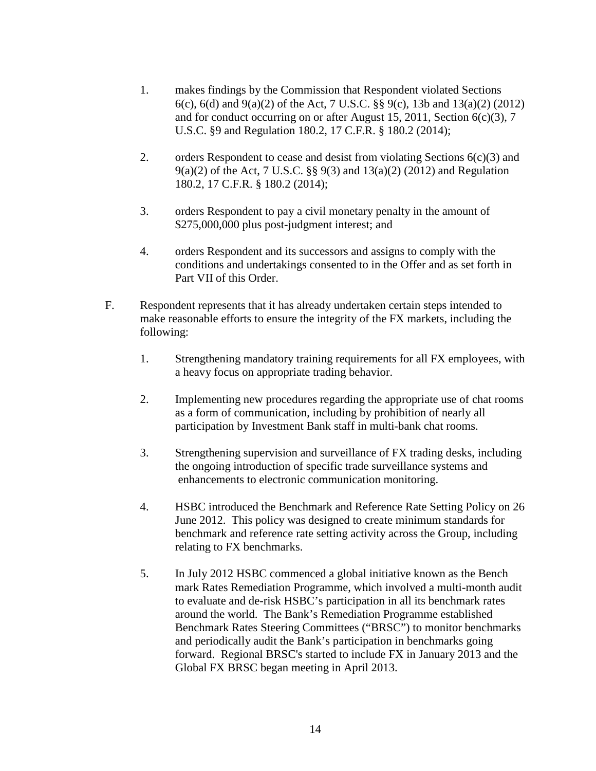1. makes findings by the Commission that Respondent violated Sections 6(c), 6(d) and 9(a)(2) of the Act, 7 U.S.C. §§ 9(c), 13b and 13(a)(2) (2012) and for conduct occurring on or after August 15, 2011, Section 6(c)(3), 7 U.S.C. §9 and Regulation 180.2, 17 C.F.R. § 180.2 (2014);

2. orders Respondent to cease and desist from violating Sections 6(c)(3) and 9(a)(2) of the Act, 7 U.S.C. §§ 9(3) and 13(a)(2) (2012) and Regulation 180.2, 17 C.F.R. § 180.2 (2014);

3. orders Respondent to pay a civil monetary penalty in the amount of \$275,000,000 plus post-judgment interest; and

4. orders Respondent and its successors and assigns to comply with the conditions and undertakings consented to in the Offer and as set forth in Part VII of this Order.

F. Respondent represents that it has already undertaken certain steps intended to make reasonable efforts to ensure the integrity of the FX markets, including the following:

1. Strengthening mandatory training requirements for all FX employees, with a heavy focus on appropriate trading behavior.

2. Implementing new procedures regarding the appropriate use of chat rooms as a form of communication, including by prohibition of nearly all participation by Investment Bank staff in multi-bank chat rooms.

3. Strengthening supervision and surveillance of FX trading desks, including the ongoing introduction of specific trade surveillance systems and enhancements to electronic communication monitoring.

4. HSBC introduced the Benchmark and Reference Rate Setting Policy on 26 June 2012. This policy was designed to create minimum standards for benchmark and reference rate setting activity across the Group, including relating to FX benchmarks.

5. In July 2012 HSBC commenced a global initiative known as the Bench mark Rates Remediation Programme, which involved a multi-month audit to evaluate and de-risk HSBC's participation in all its benchmark rates around the world. The Bank's Remediation Programme established Benchmark Rates Steering Committees ("BRSC") to monitor benchmarks and periodically audit the Bank's participation in benchmarks going forward. Regional BRSC's started to include FX in January 2013 and the Global FX BRSC began meeting in April 2013.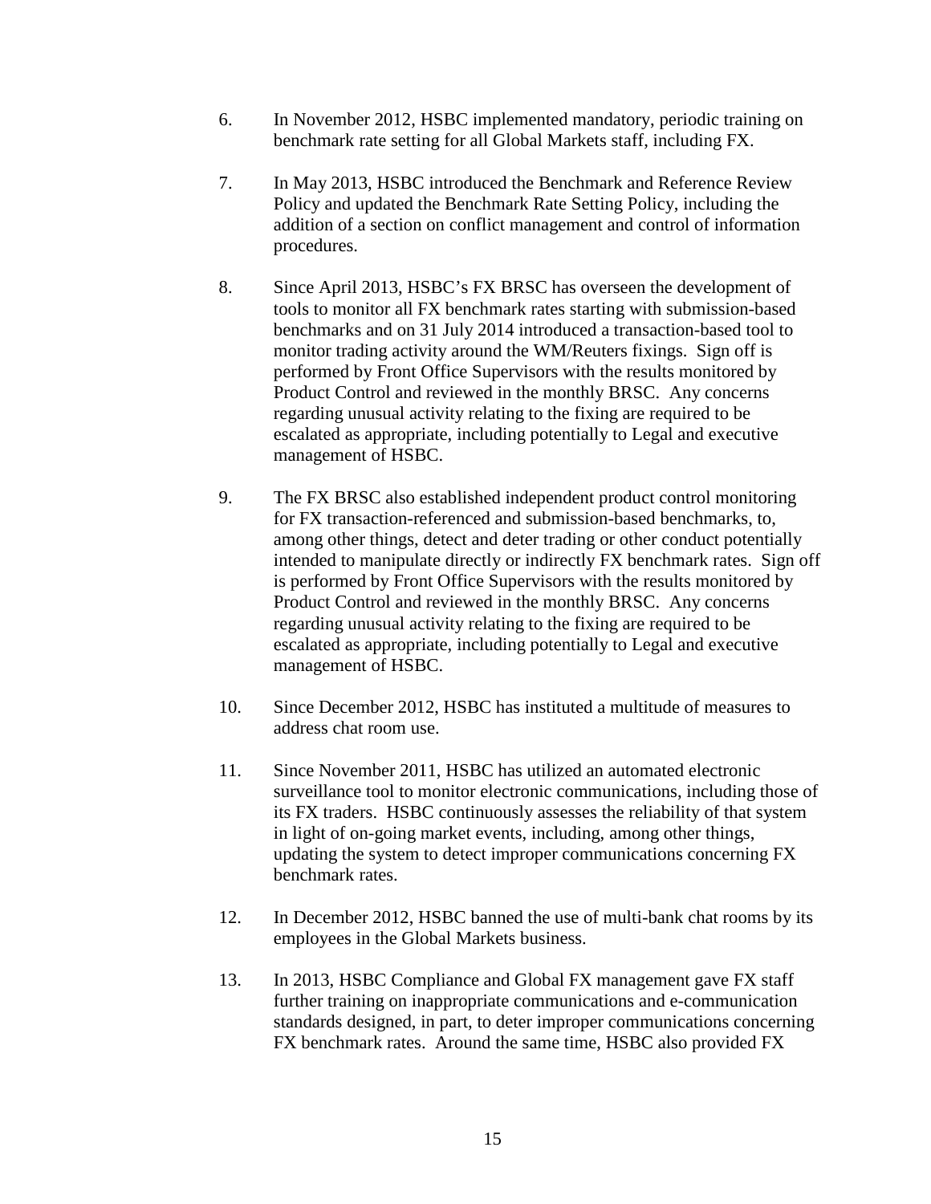6. In November 2012, HSBC implemented mandatory, periodic training on benchmark rate setting for all Global Markets staff, including FX.

7. In May 2013, HSBC introduced the Benchmark and Reference Review Policy and updated the Benchmark Rate Setting Policy, including the addition of a section on conflict management and control of information procedures.

8. Since April 2013, HSBC's FX BRSC has overseen the development of tools to monitor all FX benchmark rates starting with submission-based benchmarks and on 31 July 2014 introduced a transaction-based tool to monitor trading activity around the WM/Reuters fixings. Sign off is performed by Front Office Supervisors with the results monitored by Product Control and reviewed in the monthly BRSC. Any concerns regarding unusual activity relating to the fixing are required to be escalated as appropriate, including potentially to Legal and executive management of HSBC.

9. The FX BRSC also established independent product control monitoring for FX transaction-referenced and submission-based benchmarks, to, among other things, detect and deter trading or other conduct potentially intended to manipulate directly or indirectly FX benchmark rates. Sign off is performed by Front Office Supervisors with the results monitored by Product Control and reviewed in the monthly BRSC. Any concerns regarding unusual activity relating to the fixing are required to be escalated as appropriate, including potentially to Legal and executive management of HSBC.

10. Since December 2012, HSBC has instituted a multitude of measures to address chat room use.

11. Since November 2011, HSBC has utilized an automated electronic surveillance tool to monitor electronic communications, including those of its FX traders. HSBC continuously assesses the reliability of that system in light of on-going market events, including, among other things, updating the system to detect improper communications concerning FX benchmark rates.

12. In December 2012, HSBC banned the use of multi-bank chat rooms by its employees in the Global Markets business.

13. In 2013, HSBC Compliance and Global FX management gave FX staff further training on inappropriate communications and e-communication standards designed, in part, to deter improper communications concerning FX benchmark rates. Around the same time, HSBC also provided FX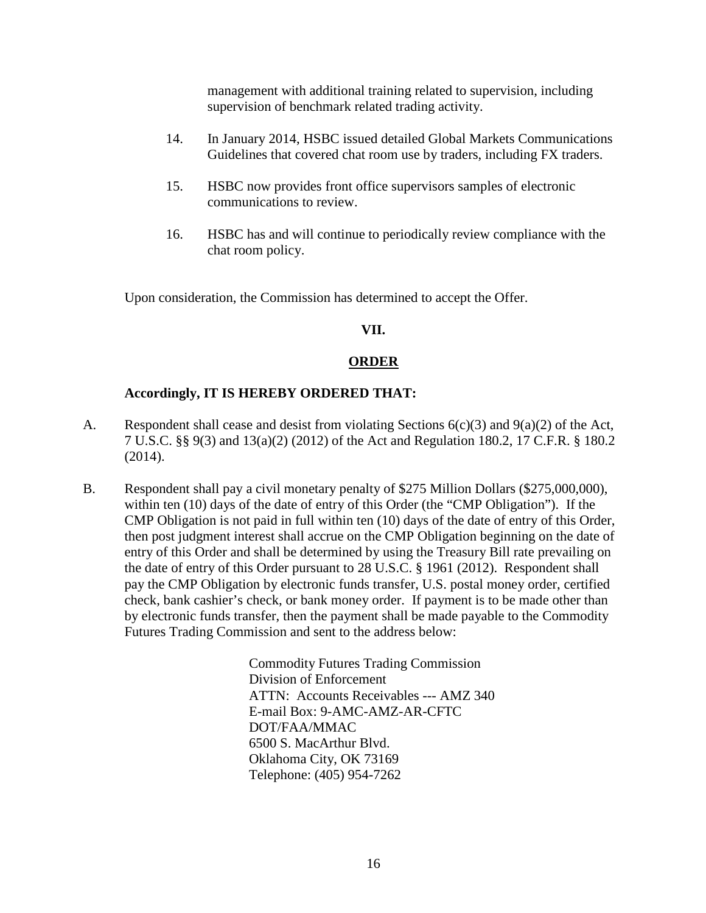management with additional training related to supervision, including supervision of benchmark related trading activity.

14. In January 2014, HSBC issued detailed Global Markets Communications Guidelines that covered chat room use by traders, including FX traders.

15. HSBC now provides front office supervisors samples of electronic communications to review.

16. HSBC has and will continue to periodically review compliance with the chat room policy.

Upon consideration, the Commission has determined to accept the Offer.

## VII.

## ORDER

**Accordingly, IT IS HEREBY ORDERED THAT:**

A. Respondent shall cease and desist from violating Sections 6(c)(3) and 9(a)(2) of the Act, 7 U.S.C. §§ 9(3) and 13(a)(2) (2012) of the Act and Regulation 180.2, 17 C.F.R. § 180.2 (2014).

B. Respondent shall pay a civil monetary penalty of $275 Million Dollars ($275,000,000), within ten (10) days of the date of entry of this Order (the "CMP Obligation"). If the CMP Obligation is not paid in full within ten (10) days of the date of entry of this Order, then post judgment interest shall accrue on the CMP Obligation beginning on the date of entry of this Order and shall be determined by using the Treasury Bill rate prevailing on the date of entry of this Order pursuant to 28 U.S.C. § 1961 (2012). Respondent shall pay the CMP Obligation by electronic funds transfer, U.S. postal money order, certified check, bank cashier's check, or bank money order. If payment is to be made other than by electronic funds transfer, then the payment shall be made payable to the Commodity Futures Trading Commission and sent to the address below:

Commodity Futures Trading Commission
Division of Enforcement
ATTN: Accounts Receivables --- AMZ 340
E-mail Box: 9-AMC-AMZ-AR-CFTC
DOT/FAA/MMAC
6500 S. MacArthur Blvd.
Oklahoma City, OK 73169
Telephone: (405) 954-7262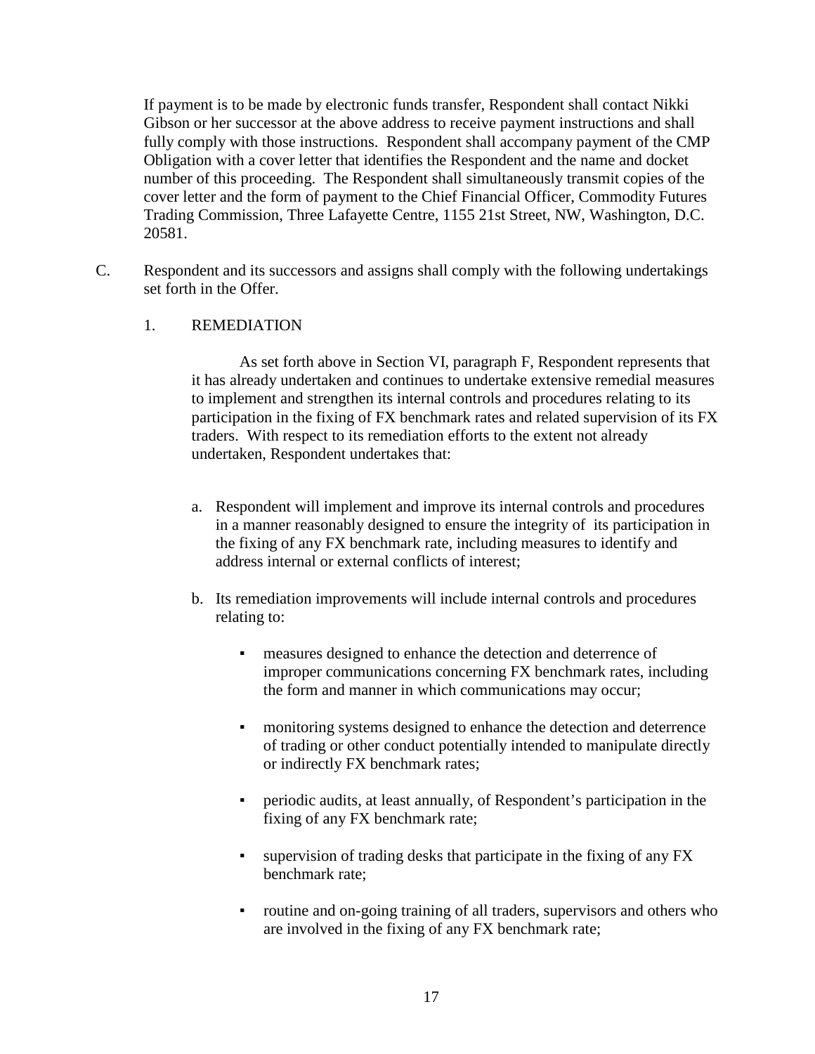If payment is to be made by electronic funds transfer, Respondent shall contact Nikki Gibson or her successor at the above address to receive payment instructions and shall fully comply with those instructions. Respondent shall accompany payment of the CMP Obligation with a cover letter that identifies the Respondent and the name and docket number of this proceeding. The Respondent shall simultaneously transmit copies of the cover letter and the form of payment to the Chief Financial Officer, Commodity Futures Trading Commission, Three Lafayette Centre, 1155 21st Street, NW, Washington, D.C. 20581.

C. Respondent and its successors and assigns shall comply with the following undertakings set forth in the Offer.

1. REMEDIATION

As set forth above in Section VI, paragraph F, Respondent represents that it has already undertaken and continues to undertake extensive remedial measures to implement and strengthen its internal controls and procedures relating to its participation in the fixing of FX benchmark rates and related supervision of its FX traders. With respect to its remediation efforts to the extent not already undertaken, Respondent undertakes that:

a. Respondent will implement and improve its internal controls and procedures in a manner reasonably designed to ensure the integrity of its participation in the fixing of any FX benchmark rate, including measures to identify and address internal or external conflicts of interest;

b. Its remediation improvements will include internal controls and procedures relating to:

- measures designed to enhance the detection and deterrence of improper communications concerning FX benchmark rates, including the form and manner in which communications may occur;
- monitoring systems designed to enhance the detection and deterrence of trading or other conduct potentially intended to manipulate directly or indirectly FX benchmark rates;
- periodic audits, at least annually, of Respondent's participation in the fixing of any FX benchmark rate;
- supervision of trading desks that participate in the fixing of any FX benchmark rate;
- routine and on-going training of all traders, supervisors and others who are involved in the fixing of any FX benchmark rate;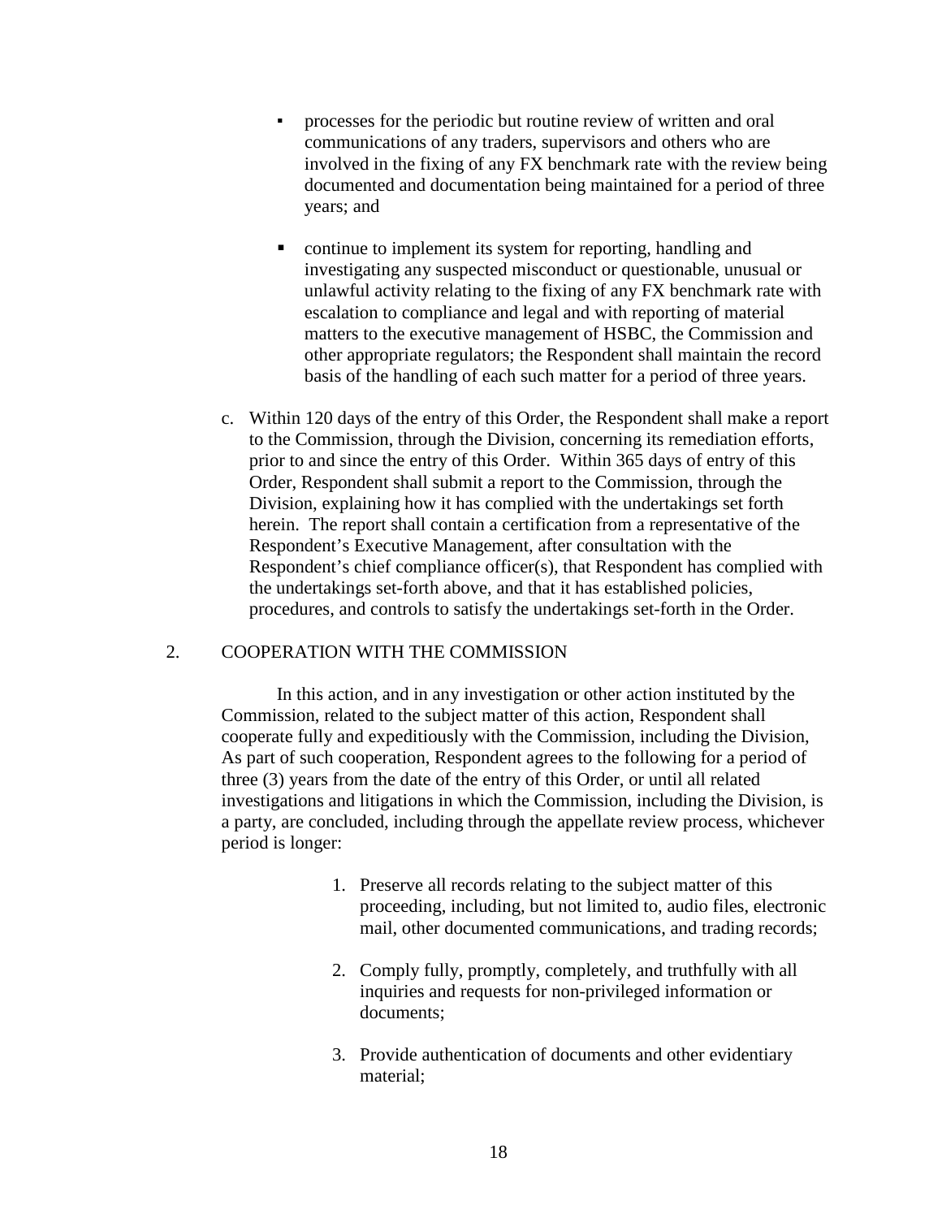- processes for the periodic but routine review of written and oral communications of any traders, supervisors and others who are involved in the fixing of any FX benchmark rate with the review being documented and documentation being maintained for a period of three years; and

- continue to implement its system for reporting, handling and investigating any suspected misconduct or questionable, unusual or unlawful activity relating to the fixing of any FX benchmark rate with escalation to compliance and legal and with reporting of material matters to the executive management of HSBC, the Commission and other appropriate regulators; the Respondent shall maintain the record basis of the handling of each such matter for a period of three years.

c. Within 120 days of the entry of this Order, the Respondent shall make a report to the Commission, through the Division, concerning its remediation efforts, prior to and since the entry of this Order. Within 365 days of entry of this Order, Respondent shall submit a report to the Commission, through the Division, explaining how it has complied with the undertakings set forth herein. The report shall contain a certification from a representative of the Respondent's Executive Management, after consultation with the Respondent's chief compliance officer(s), that Respondent has complied with the undertakings set-forth above, and that it has established policies, procedures, and controls to satisfy the undertakings set-forth in the Order.

2. COOPERATION WITH THE COMMISSION

In this action, and in any investigation or other action instituted by the Commission, related to the subject matter of this action, Respondent shall cooperate fully and expeditiously with the Commission, including the Division, As part of such cooperation, Respondent agrees to the following for a period of three (3) years from the date of the entry of this Order, or until all related investigations and litigations in which the Commission, including the Division, is a party, are concluded, including through the appellate review process, whichever period is longer:

1. Preserve all records relating to the subject matter of this proceeding, including, but not limited to, audio files, electronic mail, other documented communications, and trading records;

2. Comply fully, promptly, completely, and truthfully with all inquiries and requests for non-privileged information or documents;

3. Provide authentication of documents and other evidentiary material;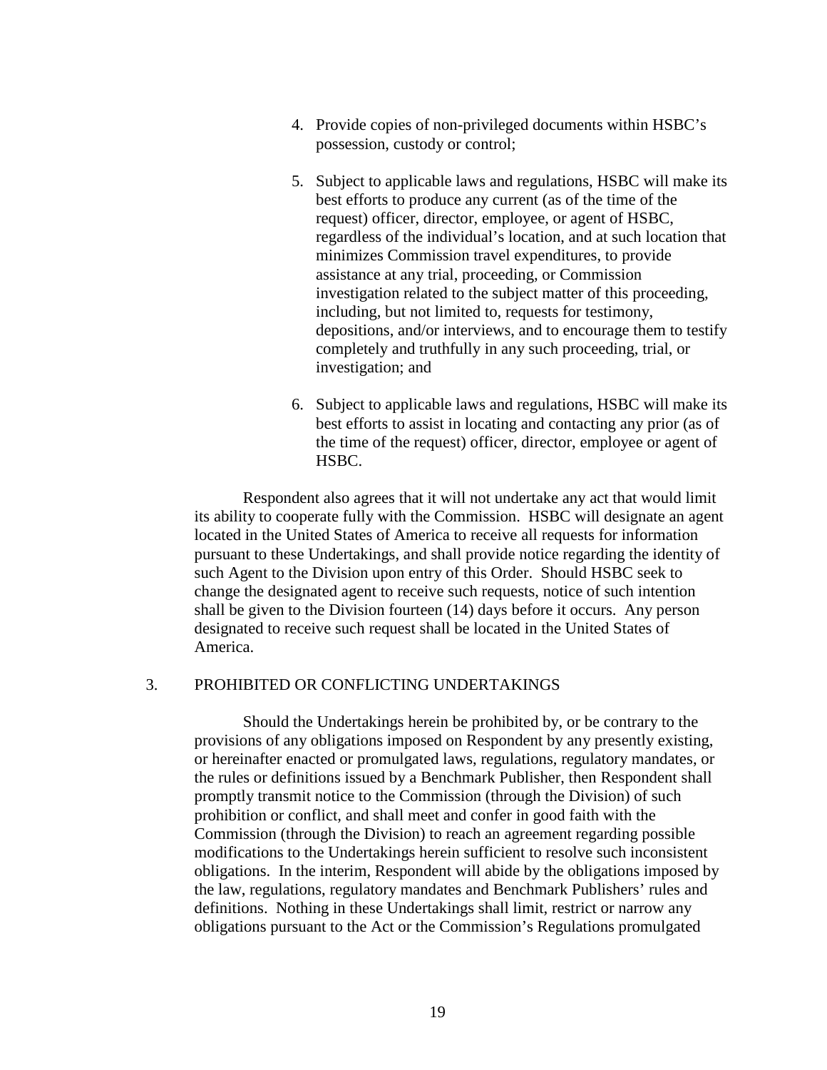4. Provide copies of non-privileged documents within HSBC's possession, custody or control;

5. Subject to applicable laws and regulations, HSBC will make its best efforts to produce any current (as of the time of the request) officer, director, employee, or agent of HSBC, regardless of the individual's location, and at such location that minimizes Commission travel expenditures, to provide assistance at any trial, proceeding, or Commission investigation related to the subject matter of this proceeding, including, but not limited to, requests for testimony, depositions, and/or interviews, and to encourage them to testify completely and truthfully in any such proceeding, trial, or investigation; and

6. Subject to applicable laws and regulations, HSBC will make its best efforts to assist in locating and contacting any prior (as of the time of the request) officer, director, employee or agent of HSBC.

Respondent also agrees that it will not undertake any act that would limit its ability to cooperate fully with the Commission. HSBC will designate an agent located in the United States of America to receive all requests for information pursuant to these Undertakings, and shall provide notice regarding the identity of such Agent to the Division upon entry of this Order. Should HSBC seek to change the designated agent to receive such requests, notice of such intention shall be given to the Division fourteen (14) days before it occurs. Any person designated to receive such request shall be located in the United States of America.

3. PROHIBITED OR CONFLICTING UNDERTAKINGS

Should the Undertakings herein be prohibited by, or be contrary to the provisions of any obligations imposed on Respondent by any presently existing, or hereinafter enacted or promulgated laws, regulations, regulatory mandates, or the rules or definitions issued by a Benchmark Publisher, then Respondent shall promptly transmit notice to the Commission (through the Division) of such prohibition or conflict, and shall meet and confer in good faith with the Commission (through the Division) to reach an agreement regarding possible modifications to the Undertakings herein sufficient to resolve such inconsistent obligations. In the interim, Respondent will abide by the obligations imposed by the law, regulations, regulatory mandates and Benchmark Publishers' rules and definitions. Nothing in these Undertakings shall limit, restrict or narrow any obligations pursuant to the Act or the Commission's Regulations promulgated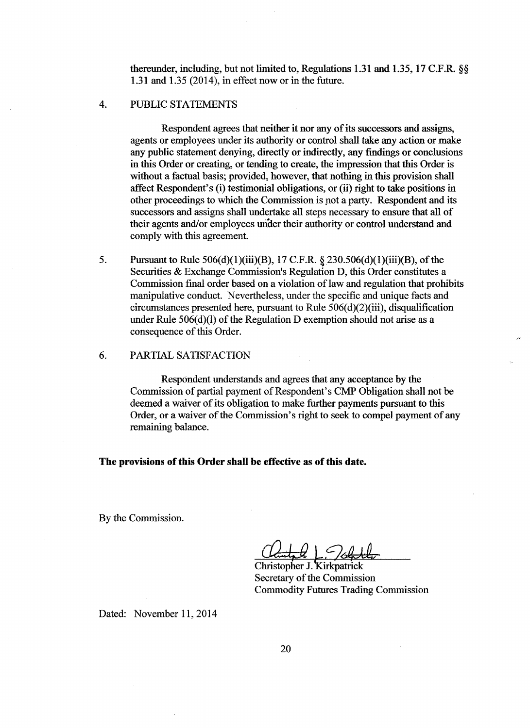thereunder, including, but not limited to, Regulations 1.31 and 1.35, 17 C.F.R. §§ 1.31 and 1.35 (2014), in effect now or in the future.

4. PUBLIC STATEMENTS

Respondent agrees that neither it nor any of its successors and assigns, agents or employees under its authority or control shall take any action or make any public statement denying, directly or indirectly, any findings or conclusions in this Order or creating, or tending to create, the impression that this Order is without a factual basis; provided, however, that nothing in this provision shall affect Respondent's (i) testimonial obligations, or (ii) right to take positions in other proceedings to which the Commission is not a party. Respondent and its successors and assigns shall undertake all steps necessary to ensure that all of their agents and/or employees under their authority or control understand and comply with this agreement.

5. Pursuant to Rule 506(d)(1)(iii)(B), 17 C.F.R. § 230.506(d)(1)(iii)(B), of the Securities & Exchange Commission's Regulation D, this Order constitutes a Commission final order based on a violation of law and regulation that prohibits manipulative conduct. Nevertheless, under the specific and unique facts and circumstances presented here, pursuant to Rule 506(d)(2)(iii), disqualification under Rule 506(d)(l) of the Regulation D exemption should not arise as a consequence of this Order.

6. PARTIAL SATISFACTION

Respondent understands and agrees that any acceptance by the Commission of partial payment of Respondent's CMP Obligation shall not be deemed a waiver of its obligation to make further payments pursuant to this Order, or a waiver of the Commission's right to seek to compel payment of any remaining balance.

**The provisions of this Order shall be effective as of this date.**

By the Commission.

Christopher J. Kirkpatrick
Secretary of the Commission
Commodity Futures Trading Commission

Dated: November 11, 2014